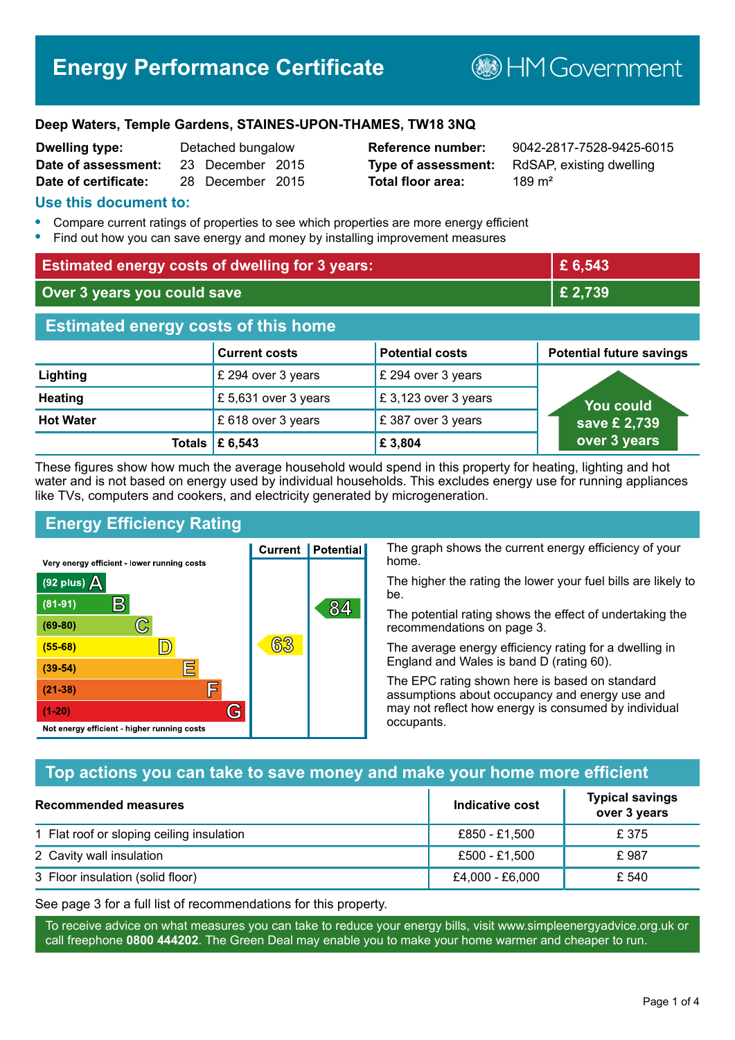# Energy Performance Certificate

HM Government

**Deep Waters, Temple Gardens, STAINES-UPON-THAMES, TW18 3NQ**

| | | | |
|---|---|---|---|
| **Dwelling type:** | Detached bungalow | **Reference number:** | 9042-2817-7528-9425-6015 |
| **Date of assessment:** | 23 December 2015 | **Type of assessment:** | RdSAP, existing dwelling |
| **Date of certificate:** | 28 December 2015 | **Total floor area:** | 189 m² |

## Use this document to:

- Compare current ratings of properties to see which properties are more energy efficient
- Find out how you can save energy and money by installing improvement measures

| | |
|---|---|
| **Estimated energy costs of dwelling for 3 years:** | **£ 6,543** |
| **Over 3 years you could save** | **£ 2,739** |

## Estimated energy costs of this home

| | Current costs | Potential costs | Potential future savings |
|---|---|---|---|
| **Lighting** | £ 294 over 3 years | £ 294 over 3 years | You could save £ 2,739 over 3 years |
| **Heating** | £ 5,631 over 3 years | £ 3,123 over 3 years | |
| **Hot Water** | £ 618 over 3 years | £ 387 over 3 years | |
| **Totals** | **£ 6,543** | **£ 3,804** | |

These figures show how much the average household would spend in this property for heating, lighting and hot water and is not based on energy used by individual households. This excludes energy use for running appliances like TVs, computers and cookers, and electricity generated by microgeneration.

## Energy Efficiency Rating

Very energy efficient - lower running costs

| Rating | Band | Current | Potential |
|---|---|---|---|
| (92 plus) | A | | |
| (81-91) | B | | 84 |
| (69-80) | C | | |
| (55-68) | D | 63 | |
| (39-54) | E | | |
| (21-38) | F | | |
| (1-20) | G | | |

Not energy efficient - higher running costs

The graph shows the current energy efficiency of your home.

The higher the rating the lower your fuel bills are likely to be.

The potential rating shows the effect of undertaking the recommendations on page 3.

The average energy efficiency rating for a dwelling in England and Wales is band D (rating 60).

The EPC rating shown here is based on standard assumptions about occupancy and energy use and may not reflect how energy is consumed by individual occupants.

## Top actions you can take to save money and make your home more efficient

| Recommended measures | Indicative cost | Typical savings over 3 years |
|---|---|---|
| 1 Flat roof or sloping ceiling insulation | £850 - £1,500 | £ 375 |
| 2 Cavity wall insulation | £500 - £1,500 | £ 987 |
| 3 Floor insulation (solid floor) | £4,000 - £6,000 | £ 540 |

See page 3 for a full list of recommendations for this property.

To receive advice on what measures you can take to reduce your energy bills, visit www.simpleenergyadvice.org.uk or call freephone **0800 444202**. The Green Deal may enable you to make your home warmer and cheaper to run.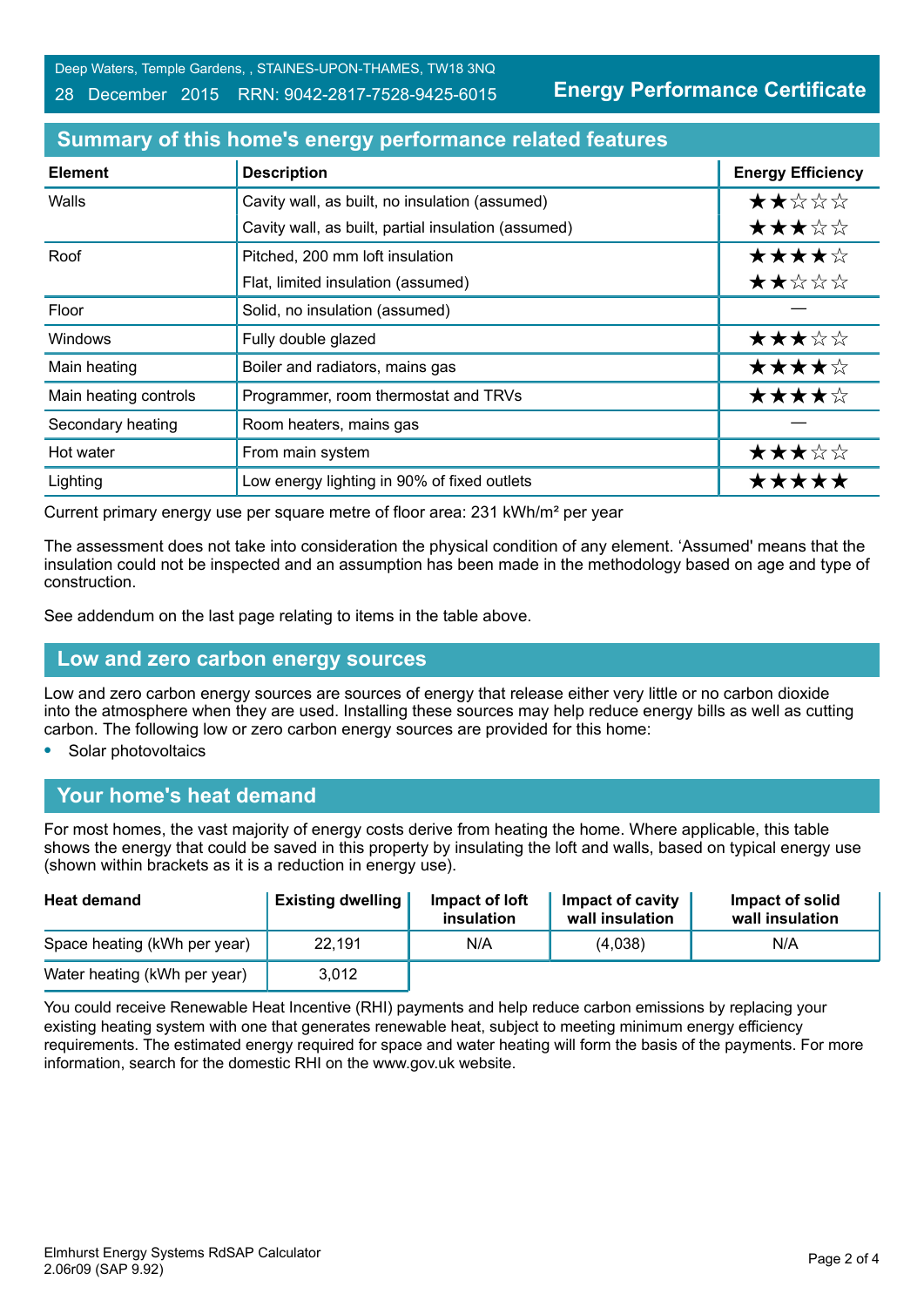Deep Waters, Temple Gardens, , STAINES-UPON-THAMES, TW18 3NQ
28 December 2015 RRN: 9042-2817-7528-9425-6015

**Energy Performance Certificate**

## Summary of this home's energy performance related features

| Element | Description | Energy Efficiency |
|---|---|---|
| Walls | Cavity wall, as built, no insulation (assumed) | ★★☆☆☆ |
| | Cavity wall, as built, partial insulation (assumed) | ★★★☆☆ |
| Roof | Pitched, 200 mm loft insulation | ★★★★☆ |
| | Flat, limited insulation (assumed) | ★★☆☆☆ |
| Floor | Solid, no insulation (assumed) | — |
| Windows | Fully double glazed | ★★★☆☆ |
| Main heating | Boiler and radiators, mains gas | ★★★★☆ |
| Main heating controls | Programmer, room thermostat and TRVs | ★★★★☆ |
| Secondary heating | Room heaters, mains gas | — |
| Hot water | From main system | ★★★☆☆ |
| Lighting | Low energy lighting in 90% of fixed outlets | ★★★★★ |

Current primary energy use per square metre of floor area: 231 kWh/m² per year

The assessment does not take into consideration the physical condition of any element. 'Assumed' means that the insulation could not be inspected and an assumption has been made in the methodology based on age and type of construction.

See addendum on the last page relating to items in the table above.

## Low and zero carbon energy sources

Low and zero carbon energy sources are sources of energy that release either very little or no carbon dioxide into the atmosphere when they are used. Installing these sources may help reduce energy bills as well as cutting carbon. The following low or zero carbon energy sources are provided for this home:

- Solar photovoltaics

## Your home's heat demand

For most homes, the vast majority of energy costs derive from heating the home. Where applicable, this table shows the energy that could be saved in this property by insulating the loft and walls, based on typical energy use (shown within brackets as it is a reduction in energy use).

| Heat demand | Existing dwelling | Impact of loft insulation | Impact of cavity wall insulation | Impact of solid wall insulation |
|---|---|---|---|---|
| Space heating (kWh per year) | 22,191 | N/A | (4,038) | N/A |
| Water heating (kWh per year) | 3,012 | | | |

You could receive Renewable Heat Incentive (RHI) payments and help reduce carbon emissions by replacing your existing heating system with one that generates renewable heat, subject to meeting minimum energy efficiency requirements. The estimated energy required for space and water heating will form the basis of the payments. For more information, search for the domestic RHI on the www.gov.uk website.

Elmhurst Energy Systems RdSAP Calculator
2.06r09 (SAP 9.92)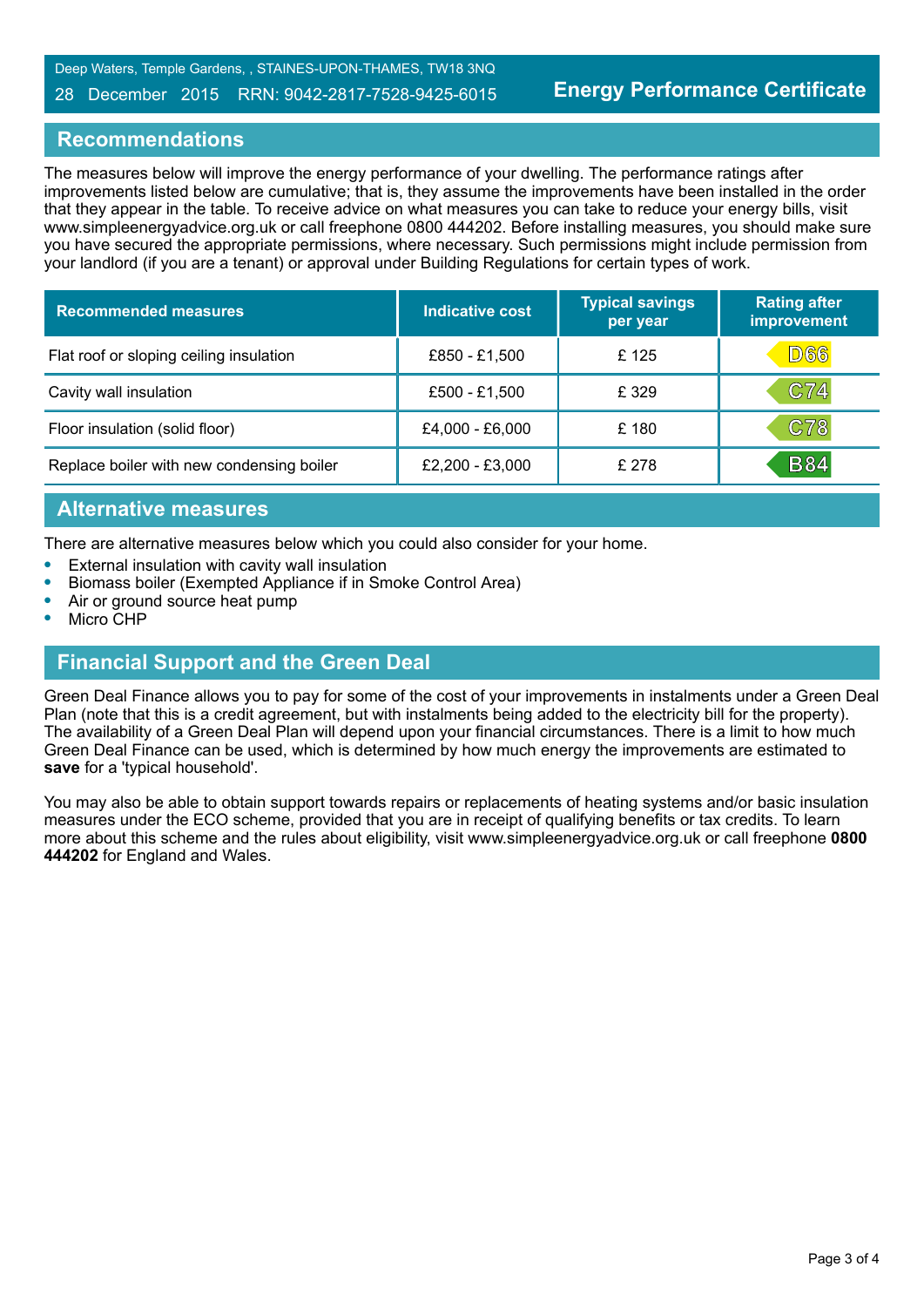## Recommendations

The measures below will improve the energy performance of your dwelling. The performance ratings after improvements listed below are cumulative; that is, they assume the improvements have been installed in the order that they appear in the table. To receive advice on what measures you can take to reduce your energy bills, visit www.simpleenergyadvice.org.uk or call freephone 0800 444202. Before installing measures, you should make sure you have secured the appropriate permissions, where necessary. Such permissions might include permission from your landlord (if you are a tenant) or approval under Building Regulations for certain types of work.

| Recommended measures | Indicative cost | Typical savings per year | Rating after improvement |
| --- | --- | --- | --- |
| Flat roof or sloping ceiling insulation | £850 - £1,500 | £ 125 | D66 |
| Cavity wall insulation | £500 - £1,500 | £ 329 | C74 |
| Floor insulation (solid floor) | £4,000 - £6,000 | £ 180 | C78 |
| Replace boiler with new condensing boiler | £2,200 - £3,000 | £ 278 | B84 |

## Alternative measures

There are alternative measures below which you could also consider for your home.

- External insulation with cavity wall insulation
- Biomass boiler (Exempted Appliance if in Smoke Control Area)
- Air or ground source heat pump
- Micro CHP

## Financial Support and the Green Deal

Green Deal Finance allows you to pay for some of the cost of your improvements in instalments under a Green Deal Plan (note that this is a credit agreement, but with instalments being added to the electricity bill for the property). The availability of a Green Deal Plan will depend upon your financial circumstances. There is a limit to how much Green Deal Finance can be used, which is determined by how much energy the improvements are estimated to **save** for a 'typical household'.

You may also be able to obtain support towards repairs or replacements of heating systems and/or basic insulation measures under the ECO scheme, provided that you are in receipt of qualifying benefits or tax credits. To learn more about this scheme and the rules about eligibility, visit www.simpleenergyadvice.org.uk or call freephone **0800 444202** for England and Wales.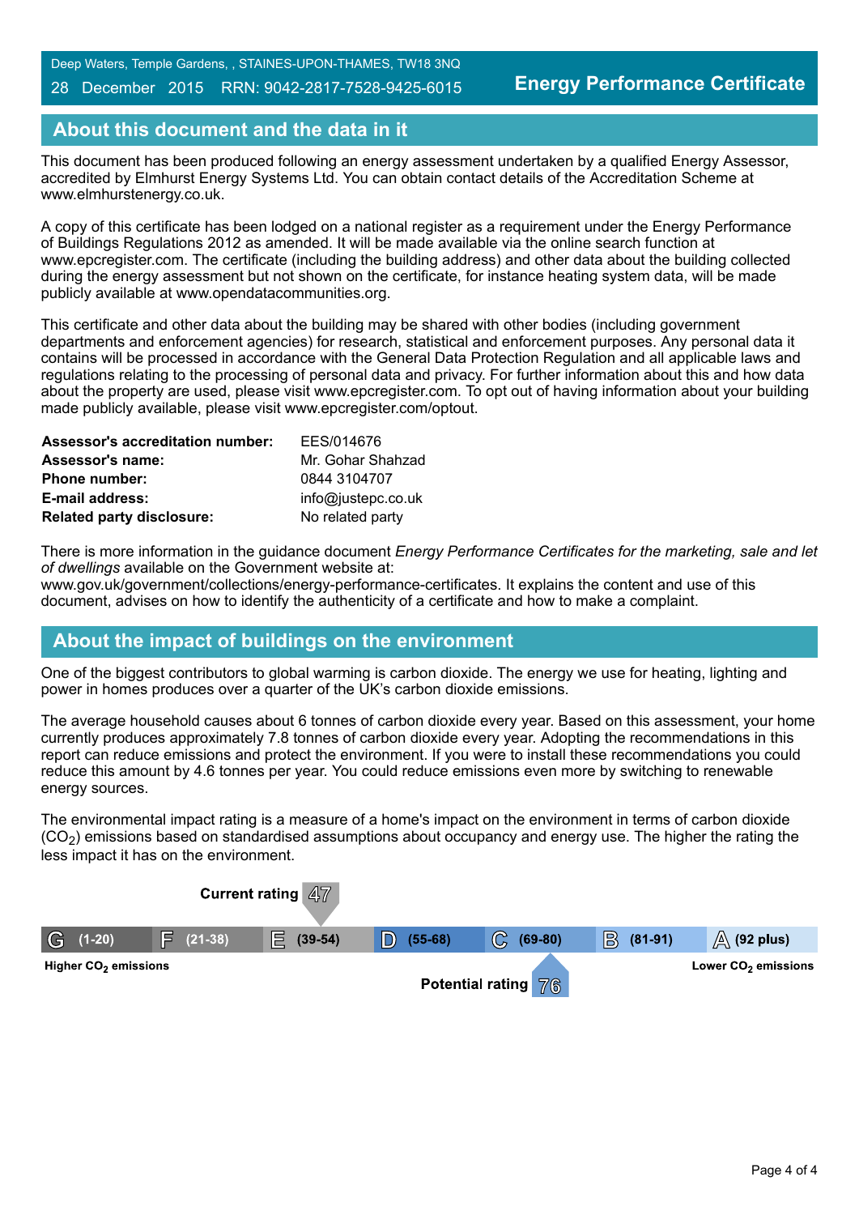Deep Waters, Temple Gardens, , STAINES-UPON-THAMES, TW18 3NQ

28 December 2015 RRN: 9042-2817-7528-9425-6015

**Energy Performance Certificate**

## About this document and the data in it

This document has been produced following an energy assessment undertaken by a qualified Energy Assessor, accredited by Elmhurst Energy Systems Ltd. You can obtain contact details of the Accreditation Scheme at www.elmhurstenergy.co.uk.

A copy of this certificate has been lodged on a national register as a requirement under the Energy Performance of Buildings Regulations 2012 as amended. It will be made available via the online search function at www.epcregister.com. The certificate (including the building address) and other data about the building collected during the energy assessment but not shown on the certificate, for instance heating system data, will be made publicly available at www.opendatacommunities.org.

This certificate and other data about the building may be shared with other bodies (including government departments and enforcement agencies) for research, statistical and enforcement purposes. Any personal data it contains will be processed in accordance with the General Data Protection Regulation and all applicable laws and regulations relating to the processing of personal data and privacy. For further information about this and how data about the property are used, please visit www.epcregister.com. To opt out of having information about your building made publicly available, please visit www.epcregister.com/optout.

| | |
|---|---|
| **Assessor's accreditation number:** | EES/014676 |
| **Assessor's name:** | Mr. Gohar Shahzad |
| **Phone number:** | 0844 3104707 |
| **E-mail address:** | info@justepc.co.uk |
| **Related party disclosure:** | No related party |

There is more information in the guidance document *Energy Performance Certificates for the marketing, sale and let of dwellings* available on the Government website at: www.gov.uk/government/collections/energy-performance-certificates. It explains the content and use of this document, advises on how to identify the authenticity of a certificate and how to make a complaint.

## About the impact of buildings on the environment

One of the biggest contributors to global warming is carbon dioxide. The energy we use for heating, lighting and power in homes produces over a quarter of the UK's carbon dioxide emissions.

The average household causes about 6 tonnes of carbon dioxide every year. Based on this assessment, your home currently produces approximately 7.8 tonnes of carbon dioxide every year. Adopting the recommendations in this report can reduce emissions and protect the environment. If you were to install these recommendations you could reduce this amount by 4.6 tonnes per year. You could reduce emissions even more by switching to renewable energy sources.

The environmental impact rating is a measure of a home's impact on the environment in terms of carbon dioxide ($CO_2$) emissions based on standardised assumptions about occupancy and energy use. The higher the rating the less impact it has on the environment.

Current rating 47

G (1-20)
F (21-38)
E (39-54)
D (55-68)
C (69-80)
B (81-91)
A (92 plus)

Higher $CO_2$ emissions

Lower $CO_2$ emissions

Potential rating 76